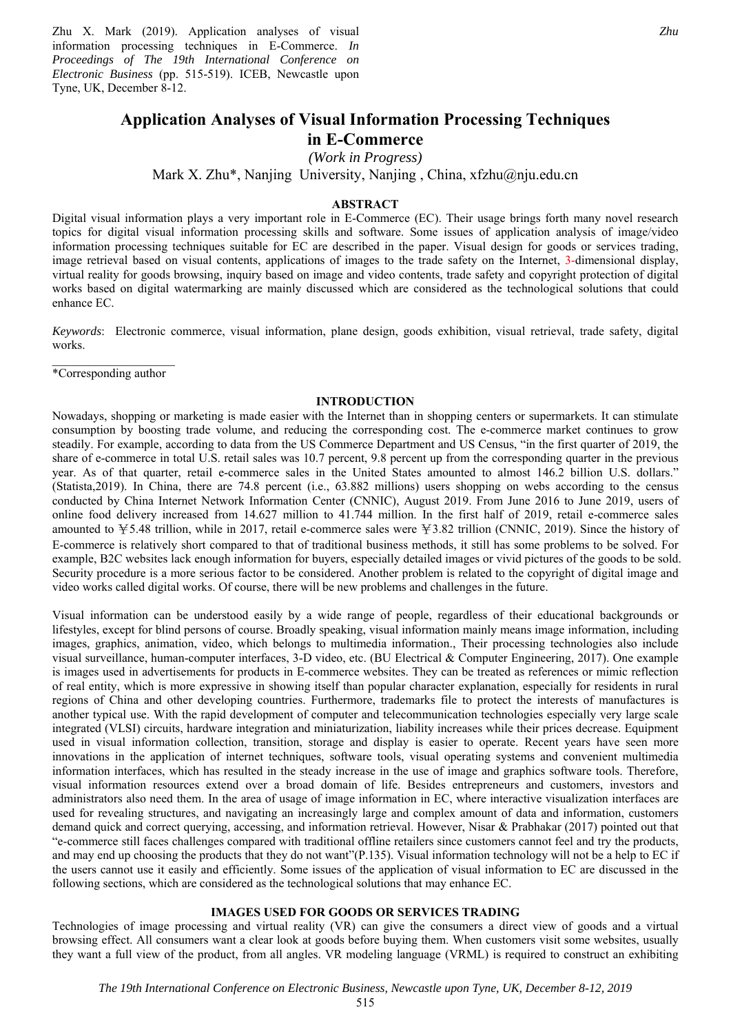Zhu X. Mark (2019). Application analyses of visual information processing techniques in E-Commerce. *In Proceedings of The 19th International Conference on Electronic Business* (pp. 515-519). ICEB, Newcastle upon Tyne, UK, December 8-12.

# Application Analyses of Visual Information Processing Techniques in E-Commerce

*(Work in Progress)*

Mark X. Zhu*, Nanjing University, Nanjing , China, xfzhu@nju.edu.cn

## ABSTRACT

Digital visual information plays a very important role in E-Commerce (EC). Their usage brings forth many novel research topics for digital visual information processing skills and software. Some issues of application analysis of image/video information processing techniques suitable for EC are described in the paper. Visual design for goods or services trading, image retrieval based on visual contents, applications of images to the trade safety on the Internet, 3-dimensional display, virtual reality for goods browsing, inquiry based on image and video contents, trade safety and copyright protection of digital works based on digital watermarking are mainly discussed which are considered as the technological solutions that could enhance EC.

*Keywords*: Electronic commerce, visual information, plane design, goods exhibition, visual retrieval, trade safety, digital works.

*Corresponding author

## INTRODUCTION

Nowadays, shopping or marketing is made easier with the Internet than in shopping centers or supermarkets. It can stimulate consumption by boosting trade volume, and reducing the corresponding cost. The e-commerce market continues to grow steadily. For example, according to data from the US Commerce Department and US Census, "in the first quarter of 2019, the share of e-commerce in total U.S. retail sales was 10.7 percent, 9.8 percent up from the corresponding quarter in the previous year. As of that quarter, retail e-commerce sales in the United States amounted to almost 146.2 billion U.S. dollars." (Statista,2019). In China, there are 74.8 percent (i.e., 63.882 millions) users shopping on webs according to the census conducted by China Internet Network Information Center (CNNIC), August 2019. From June 2016 to June 2019, users of online food delivery increased from 14.627 million to 41.744 million. In the first half of 2019, retail e-commerce sales amounted to ￥5.48 trillion, while in 2017, retail e-commerce sales were ￥3.82 trillion (CNNIC, 2019). Since the history of E-commerce is relatively short compared to that of traditional business methods, it still has some problems to be solved. For example, B2C websites lack enough information for buyers, especially detailed images or vivid pictures of the goods to be sold. Security procedure is a more serious factor to be considered. Another problem is related to the copyright of digital image and video works called digital works. Of course, there will be new problems and challenges in the future.

Visual information can be understood easily by a wide range of people, regardless of their educational backgrounds or lifestyles, except for blind persons of course. Broadly speaking, visual information mainly means image information, including images, graphics, animation, video, which belongs to multimedia information., Their processing technologies also include visual surveillance, human-computer interfaces, 3-D video, etc. (BU Electrical & Computer Engineering, 2017). One example is images used in advertisements for products in E-commerce websites. They can be treated as references or mimic reflection of real entity, which is more expressive in showing itself than popular character explanation, especially for residents in rural regions of China and other developing countries. Furthermore, trademarks file to protect the interests of manufactures is another typical use. With the rapid development of computer and telecommunication technologies especially very large scale integrated (VLSI) circuits, hardware integration and miniaturization, liability increases while their prices decrease. Equipment used in visual information collection, transition, storage and display is easier to operate. Recent years have seen more innovations in the application of internet techniques, software tools, visual operating systems and convenient multimedia information interfaces, which has resulted in the steady increase in the use of image and graphics software tools. Therefore, visual information resources extend over a broad domain of life. Besides entrepreneurs and customers, investors and administrators also need them. In the area of usage of image information in EC, where interactive visualization interfaces are used for revealing structures, and navigating an increasingly large and complex amount of data and information, customers demand quick and correct querying, accessing, and information retrieval. However, Nisar & Prabhakar (2017) pointed out that "e-commerce still faces challenges compared with traditional offline retailers since customers cannot feel and try the products, and may end up choosing the products that they do not want"(P.135). Visual information technology will not be a help to EC if the users cannot use it easily and efficiently. Some issues of the application of visual information to EC are discussed in the following sections, which are considered as the technological solutions that may enhance EC.

## IMAGES USED FOR GOODS OR SERVICES TRADING

Technologies of image processing and virtual reality (VR) can give the consumers a direct view of goods and a virtual browsing effect. All consumers want a clear look at goods before buying them. When customers visit some websites, usually they want a full view of the product, from all angles. VR modeling language (VRML) is required to construct an exhibiting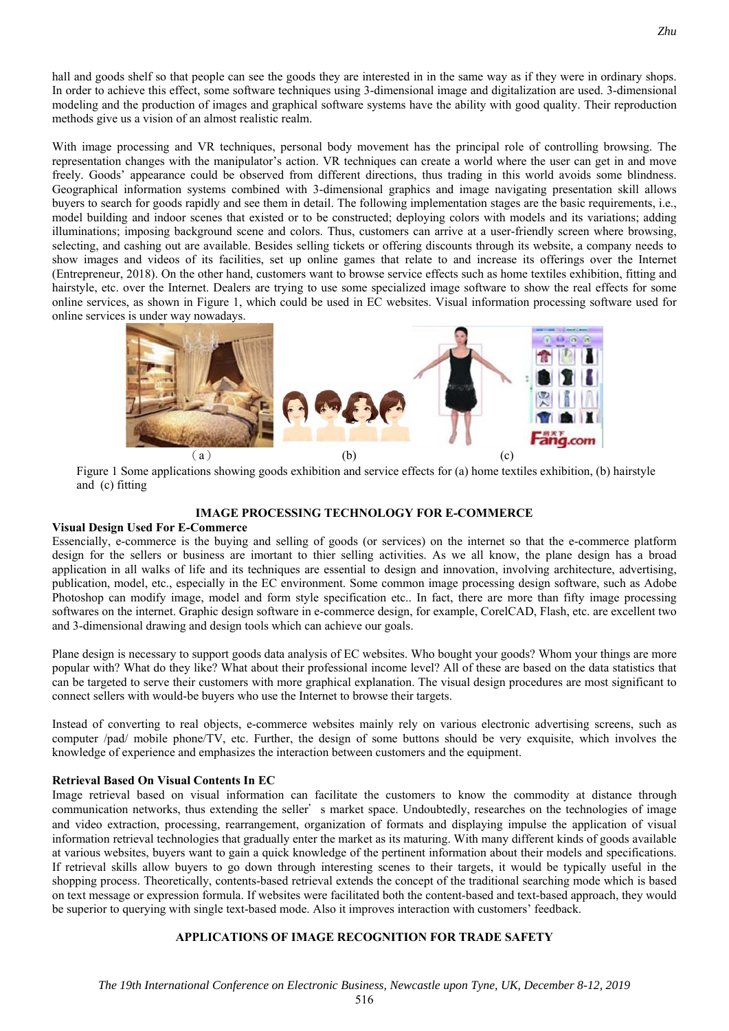hall and goods shelf so that people can see the goods they are interested in in the same way as if they were in ordinary shops. In order to achieve this effect, some software techniques using 3-dimensional image and digitalization are used. 3-dimensional modeling and the production of images and graphical software systems have the ability with good quality. Their reproduction methods give us a vision of an almost realistic realm.

With image processing and VR techniques, personal body movement has the principal role of controlling browsing. The representation changes with the manipulator's action. VR techniques can create a world where the user can get in and move freely. Goods' appearance could be observed from different directions, thus trading in this world avoids some blindness. Geographical information systems combined with 3-dimensional graphics and image navigating presentation skill allows buyers to search for goods rapidly and see them in detail. The following implementation stages are the basic requirements, i.e., model building and indoor scenes that existed or to be constructed; deploying colors with models and its variations; adding illuminations; imposing background scene and colors. Thus, customers can arrive at a user-friendly screen where browsing, selecting, and cashing out are available. Besides selling tickets or offering discounts through its website, a company needs to show images and videos of its facilities, set up online games that relate to and increase its offerings over the Internet (Entrepreneur, 2018). On the other hand, customers want to browse service effects such as home textiles exhibition, fitting and hairstyle, etc. over the Internet. Dealers are trying to use some specialized image software to show the real effects for some online services, as shown in Figure 1, which could be used in EC websites. Visual information processing software used for online services is under way nowadays.

(a) (b) (c)

Figure 1 Some applications showing goods exhibition and service effects for (a) home textiles exhibition, (b) hairstyle and (c) fitting

## IMAGE PROCESSING TECHNOLOGY FOR E-COMMERCE

### Visual Design Used For E-Commerce

Essencially, e-commerce is the buying and selling of goods (or services) on the internet so that the e-commerce platform design for the sellers or business are imortant to thier selling activities. As we all know, the plane design has a broad application in all walks of life and its techniques are essential to design and innovation, involving architecture, advertising, publication, model, etc., especially in the EC environment. Some common image processing design software, such as Adobe Photoshop can modify image, model and form style specification etc.. In fact, there are more than fifty image processing softwares on the internet. Graphic design software in e-commerce design, for example, CorelCAD, Flash, etc. are excellent two and 3-dimensional drawing and design tools which can achieve our goals.

Plane design is necessary to support goods data analysis of EC websites. Who bought your goods? Whom your things are more popular with? What do they like? What about their professional income level? All of these are based on the data statistics that can be targeted to serve their customers with more graphical explanation. The visual design procedures are most significant to connect sellers with would-be buyers who use the Internet to browse their targets.

Instead of converting to real objects, e-commerce websites mainly rely on various electronic advertising screens, such as computer /pad/ mobile phone/TV, etc. Further, the design of some buttons should be very exquisite, which involves the knowledge of experience and emphasizes the interaction between customers and the equipment.

### Retrieval Based On Visual Contents In EC

Image retrieval based on visual information can facilitate the customers to know the commodity at distance through communication networks, thus extending the seller' s market space. Undoubtedly, researches on the technologies of image and video extraction, processing, rearrangement, organization of formats and displaying impulse the application of visual information retrieval technologies that gradually enter the market as its maturing. With many different kinds of goods available at various websites, buyers want to gain a quick knowledge of the pertinent information about their models and specifications. If retrieval skills allow buyers to go down through interesting scenes to their targets, it would be typically useful in the shopping process. Theoretically, contents-based retrieval extends the concept of the traditional searching mode which is based on text message or expression formula. If websites were facilitated both the content-based and text-based approach, they would be superior to querying with single text-based mode. Also it improves interaction with customers' feedback.

## APPLICATIONS OF IMAGE RECOGNITION FOR TRADE SAFETY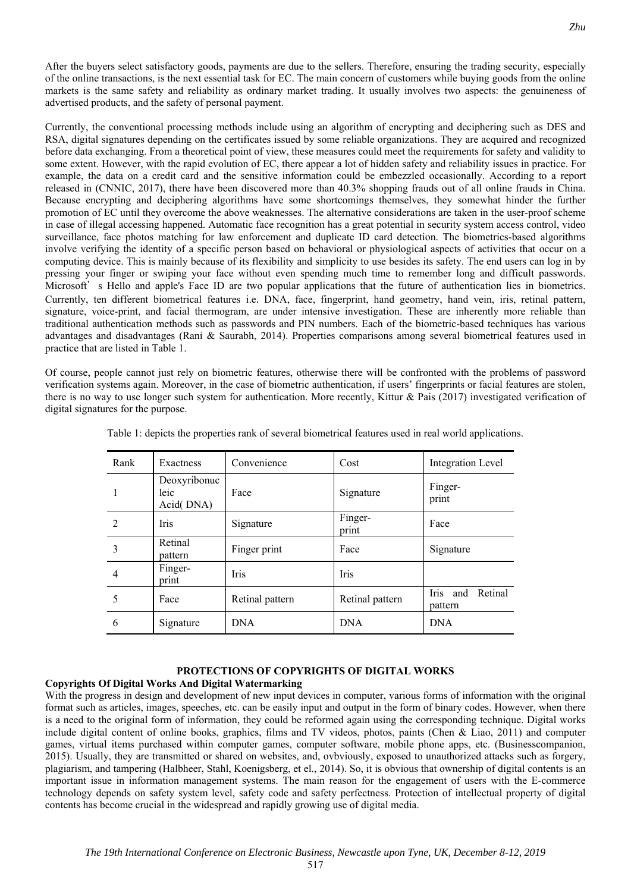After the buyers select satisfactory goods, payments are due to the sellers. Therefore, ensuring the trading security, especially of the online transactions, is the next essential task for EC. The main concern of customers while buying goods from the online markets is the same safety and reliability as ordinary market trading. It usually involves two aspects: the genuineness of advertised products, and the safety of personal payment.

Currently, the conventional processing methods include using an algorithm of encrypting and deciphering such as DES and RSA, digital signatures depending on the certificates issued by some reliable organizations. They are acquired and recognized before data exchanging. From a theoretical point of view, these measures could meet the requirements for safety and validity to some extent. However, with the rapid evolution of EC, there appear a lot of hidden safety and reliability issues in practice. For example, the data on a credit card and the sensitive information could be embezzled occasionally. According to a report released in (CNNIC, 2017), there have been discovered more than 40.3% shopping frauds out of all online frauds in China. Because encrypting and deciphering algorithms have some shortcomings themselves, they somewhat hinder the further promotion of EC until they overcome the above weaknesses. The alternative considerations are taken in the user-proof scheme in case of illegal accessing happened. Automatic face recognition has a great potential in security system access control, video surveillance, face photos matching for law enforcement and duplicate ID card detection. The biometrics-based algorithms involve verifying the identity of a specific person based on behavioral or physiological aspects of activities that occur on a computing device. This is mainly because of its flexibility and simplicity to use besides its safety. The end users can log in by pressing your finger or swiping your face without even spending much time to remember long and difficult passwords. Microsoft' s Hello and apple's Face ID are two popular applications that the future of authentication lies in biometrics. Currently, ten different biometrical features i.e. DNA, face, fingerprint, hand geometry, hand vein, iris, retinal pattern, signature, voice-print, and facial thermogram, are under intensive investigation. These are inherently more reliable than traditional authentication methods such as passwords and PIN numbers. Each of the biometric-based techniques has various advantages and disadvantages (Rani & Saurabh, 2014). Properties comparisons among several biometrical features used in practice that are listed in Table 1.

Of course, people cannot just rely on biometric features, otherwise there will be confronted with the problems of password verification systems again. Moreover, in the case of biometric authentication, if users' fingerprints or facial features are stolen, there is no way to use longer such system for authentication. More recently, Kittur & Pais (2017) investigated verification of digital signatures for the purpose.

Table 1: depicts the properties rank of several biometrical features used in real world applications.

| Rank | Exactness | Convenience | Cost | Integration Level |
|---|---|---|---|---|
| 1 | Deoxyribonucleic Acid( DNA) | Face | Signature | Finger-print |
| 2 | Iris | Signature | Finger-print | Face |
| 3 | Retinal pattern | Finger print | Face | Signature |
| 4 | Finger-print | Iris | Iris | |
| 5 | Face | Retinal pattern | Retinal pattern | Iris and Retinal pattern |
| 6 | Signature | DNA | DNA | DNA |

## PROTECTIONS OF COPYRIGHTS OF DIGITAL WORKS

### Copyrights Of Digital Works And Digital Watermarking

With the progress in design and development of new input devices in computer, various forms of information with the original format such as articles, images, speeches, etc. can be easily input and output in the form of binary codes. However, when there is a need to the original form of information, they could be reformed again using the corresponding technique. Digital works include digital content of online books, graphics, films and TV videos, photos, paints (Chen & Liao, 2011) and computer games, virtual items purchased within computer games, computer software, mobile phone apps, etc. (Businesscompanion, 2015). Usually, they are transmitted or shared on websites, and, ovbviously, exposed to unauthorized attacks such as forgery, plagiarism, and tampering (Halbheer, Stahl, Koenigsberg, et el., 2014). So, it is obvious that ownership of digital contents is an important issue in information management systems. The main reason for the engagement of users with the E-commerce technology depends on safety system level, safety code and safety perfectness. Protection of intellectual property of digital contents has become crucial in the widespread and rapidly growing use of digital media.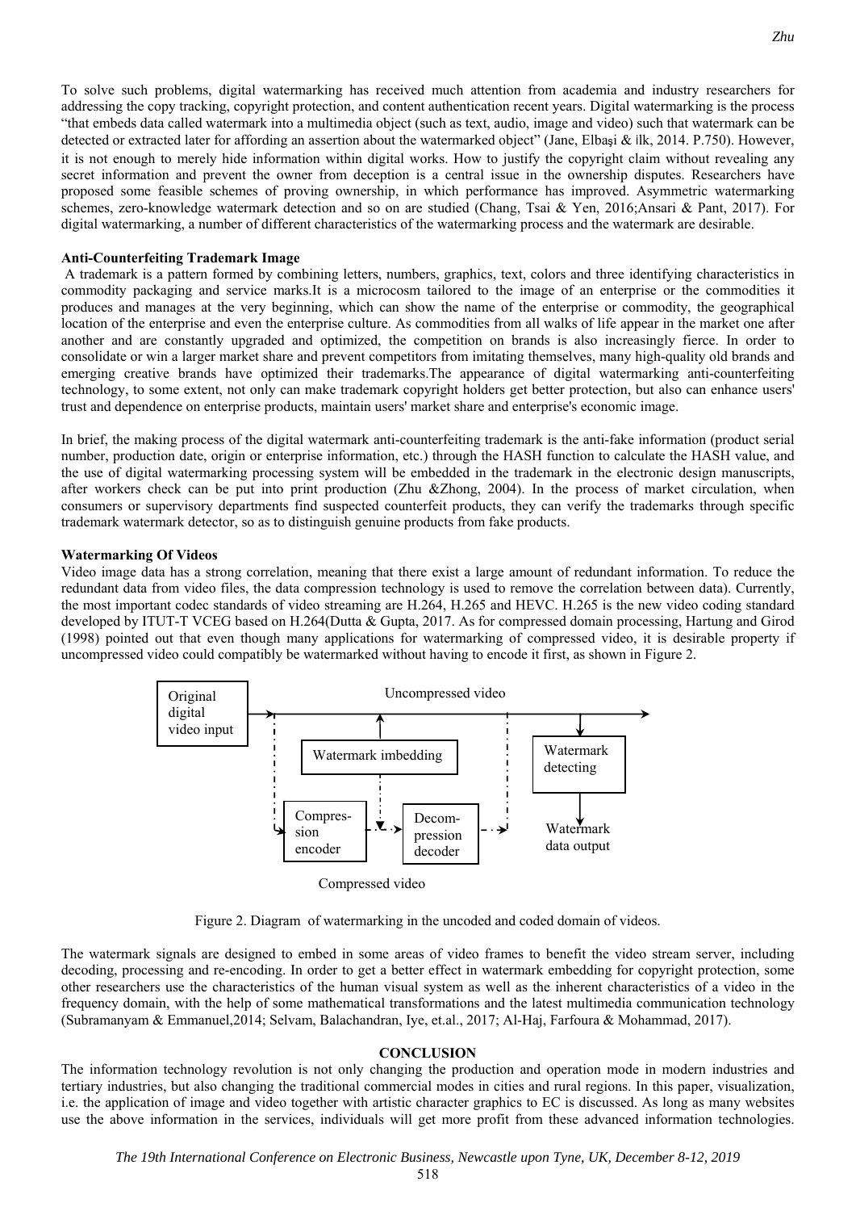To solve such problems, digital watermarking has received much attention from academia and industry researchers for addressing the copy tracking, copyright protection, and content authentication recent years. Digital watermarking is the process "that embeds data called watermark into a multimedia object (such as text, audio, image and video) such that watermark can be detected or extracted later for affording an assertion about the watermarked object" (Jane, Elbaşi & İlk, 2014. P.750). However, it is not enough to merely hide information within digital works. How to justify the copyright claim without revealing any secret information and prevent the owner from deception is a central issue in the ownership disputes. Researchers have proposed some feasible schemes of proving ownership, in which performance has improved. Asymmetric watermarking schemes, zero-knowledge watermark detection and so on are studied (Chang, Tsai & Yen, 2016;Ansari & Pant, 2017). For digital watermarking, a number of different characteristics of the watermarking process and the watermark are desirable.

**Anti-Counterfeiting Trademark Image**

A trademark is a pattern formed by combining letters, numbers, graphics, text, colors and three identifying characteristics in commodity packaging and service marks.It is a microcosm tailored to the image of an enterprise or the commodities it produces and manages at the very beginning, which can show the name of the enterprise or commodity, the geographical location of the enterprise and even the enterprise culture. As commodities from all walks of life appear in the market one after another and are constantly upgraded and optimized, the competition on brands is also increasingly fierce. In order to consolidate or win a larger market share and prevent competitors from imitating themselves, many high-quality old brands and emerging creative brands have optimized their trademarks.The appearance of digital watermarking anti-counterfeiting technology, to some extent, not only can make trademark copyright holders get better protection, but also can enhance users' trust and dependence on enterprise products, maintain users' market share and enterprise's economic image.

In brief, the making process of the digital watermark anti-counterfeiting trademark is the anti-fake information (product serial number, production date, origin or enterprise information, etc.) through the HASH function to calculate the HASH value, and the use of digital watermarking processing system will be embedded in the trademark in the electronic design manuscripts, after workers check can be put into print production (Zhu &Zhong, 2004). In the process of market circulation, when consumers or supervisory departments find suspected counterfeit products, they can verify the trademarks through specific trademark watermark detector, so as to distinguish genuine products from fake products.

**Watermarking Of Videos**

Video image data has a strong correlation, meaning that there exist a large amount of redundant information. To reduce the redundant data from video files, the data compression technology is used to remove the correlation between data). Currently, the most important codec standards of video streaming are H.264, H.265 and HEVC. H.265 is the new video coding standard developed by ITUT-T VCEG based on H.264(Dutta & Gupta, 2017. As for compressed domain processing, Hartung and Girod (1998) pointed out that even though many applications for watermarking of compressed video, it is desirable property if uncompressed video could compatibly be watermarked without having to encode it first, as shown in Figure 2.

Original digital video input → Uncompressed video; Watermark imbedding; Compression encoder; Decompression decoder; Compressed video; Watermark detecting; Watermark data output

Figure 2. Diagram of watermarking in the uncoded and coded domain of videos.

The watermark signals are designed to embed in some areas of video frames to benefit the video stream server, including decoding, processing and re-encoding. In order to get a better effect in watermark embedding for copyright protection, some other researchers use the characteristics of the human visual system as well as the inherent characteristics of a video in the frequency domain, with the help of some mathematical transformations and the latest multimedia communication technology (Subramanyam & Emmanuel,2014; Selvam, Balachandran, Iye, et.al., 2017; Al-Haj, Farfoura & Mohammad, 2017).

## CONCLUSION

The information technology revolution is not only changing the production and operation mode in modern industries and tertiary industries, but also changing the traditional commercial modes in cities and rural regions. In this paper, visualization, i.e. the application of image and video together with artistic character graphics to EC is discussed. As long as many websites use the above information in the services, individuals will get more profit from these advanced information technologies.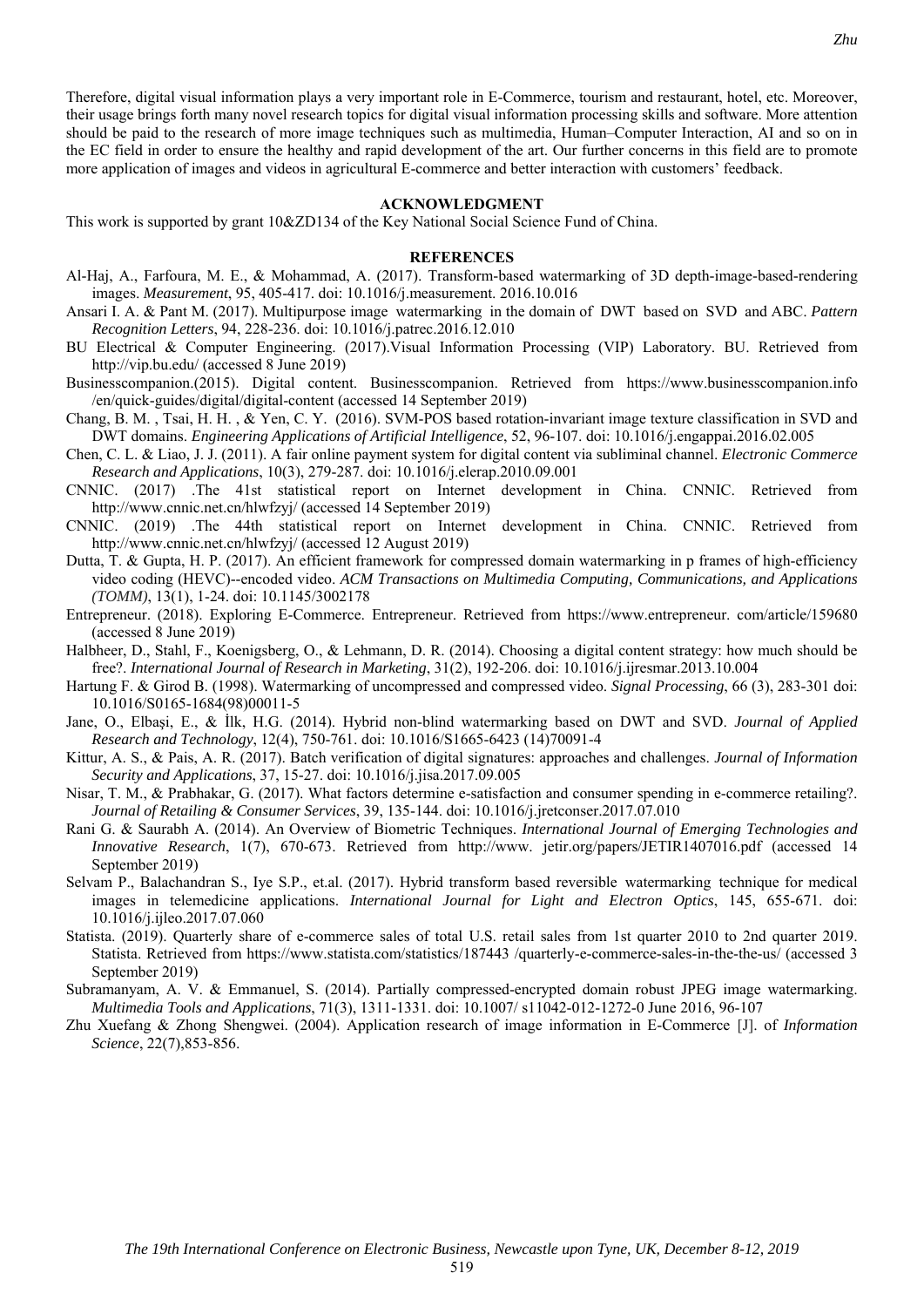Therefore, digital visual information plays a very important role in E-Commerce, tourism and restaurant, hotel, etc. Moreover, their usage brings forth many novel research topics for digital visual information processing skills and software. More attention should be paid to the research of more image techniques such as multimedia, Human–Computer Interaction, AI and so on in the EC field in order to ensure the healthy and rapid development of the art. Our further concerns in this field are to promote more application of images and videos in agricultural E-commerce and better interaction with customers' feedback.

## ACKNOWLEDGMENT

This work is supported by grant 10&ZD134 of the Key National Social Science Fund of China.

## REFERENCES

Al-Haj, A., Farfoura, M. E., & Mohammad, A. (2017). Transform-based watermarking of 3D depth-image-based-rendering images. *Measurement*, 95, 405-417. doi: 10.1016/j.measurement. 2016.10.016

Ansari I. A. & Pant M. (2017). Multipurpose image watermarking in the domain of DWT based on SVD and ABC. *Pattern Recognition Letters*, 94, 228-236. doi: 10.1016/j.patrec.2016.12.010

BU Electrical & Computer Engineering. (2017).Visual Information Processing (VIP) Laboratory. BU. Retrieved from http://vip.bu.edu/ (accessed 8 June 2019)

Businesscompanion.(2015). Digital content. Businesscompanion. Retrieved from https://www.businesscompanion.info /en/quick-guides/digital/digital-content (accessed 14 September 2019)

Chang, B. M. , Tsai, H. H. , & Yen, C. Y. (2016). SVM-POS based rotation-invariant image texture classification in SVD and DWT domains. *Engineering Applications of Artificial Intelligence*, 52, 96-107. doi: 10.1016/j.engappai.2016.02.005

Chen, C. L. & Liao, J. J. (2011). A fair online payment system for digital content via subliminal channel. *Electronic Commerce Research and Applications*, 10(3), 279-287. doi: 10.1016/j.elerap.2010.09.001

CNNIC. (2017) .The 41st statistical report on Internet development in China. CNNIC. Retrieved from http://www.cnnic.net.cn/hlwfzyj/ (accessed 14 September 2019)

CNNIC. (2019) .The 44th statistical report on Internet development in China. CNNIC. Retrieved from http://www.cnnic.net.cn/hlwfzyj/ (accessed 12 August 2019)

Dutta, T. & Gupta, H. P. (2017). An efficient framework for compressed domain watermarking in p frames of high-efficiency video coding (HEVC)--encoded video. *ACM Transactions on Multimedia Computing, Communications, and Applications (TOMM)*, 13(1), 1-24. doi: 10.1145/3002178

Entrepreneur. (2018). Exploring E-Commerce. Entrepreneur. Retrieved from https://www.entrepreneur. com/article/159680 (accessed 8 June 2019)

Halbheer, D., Stahl, F., Koenigsberg, O., & Lehmann, D. R. (2014). Choosing a digital content strategy: how much should be free?. *International Journal of Research in Marketing*, 31(2), 192-206. doi: 10.1016/j.ijresmar.2013.10.004

Hartung F. & Girod B. (1998). Watermarking of uncompressed and compressed video. *Signal Processing*, 66 (3), 283-301 doi: 10.1016/S0165-1684(98)00011-5

Jane, O., Elbaşi, E., & İlk, H.G. (2014). Hybrid non-blind watermarking based on DWT and SVD. *Journal of Applied Research and Technology*, 12(4), 750-761. doi: 10.1016/S1665-6423 (14)70091-4

Kittur, A. S., & Pais, A. R. (2017). Batch verification of digital signatures: approaches and challenges. *Journal of Information Security and Applications*, 37, 15-27. doi: 10.1016/j.jisa.2017.09.005

Nisar, T. M., & Prabhakar, G. (2017). What factors determine e-satisfaction and consumer spending in e-commerce retailing?. *Journal of Retailing & Consumer Services*, 39, 135-144. doi: 10.1016/j.jretconser.2017.07.010

Rani G. & Saurabh A. (2014). An Overview of Biometric Techniques. *International Journal of Emerging Technologies and Innovative Research*, 1(7), 670-673. Retrieved from http://www. jetir.org/papers/JETIR1407016.pdf (accessed 14 September 2019)

Selvam P., Balachandran S., Iye S.P., et.al. (2017). Hybrid transform based reversible watermarking technique for medical images in telemedicine applications. *International Journal for Light and Electron Optics*, 145, 655-671. doi: 10.1016/j.ijleo.2017.07.060

Statista. (2019). Quarterly share of e-commerce sales of total U.S. retail sales from 1st quarter 2010 to 2nd quarter 2019. Statista. Retrieved from https://www.statista.com/statistics/187443 /quarterly-e-commerce-sales-in-the-the-us/ (accessed 3 September 2019)

Subramanyam, A. V. & Emmanuel, S. (2014). Partially compressed-encrypted domain robust JPEG image watermarking. *Multimedia Tools and Applications*, 71(3), 1311-1331. doi: 10.1007/ s11042-012-1272-0 June 2016, 96-107

Zhu Xuefang & Zhong Shengwei. (2004). Application research of image information in E-Commerce [J]. of *Information Science*, 22(7),853-856.